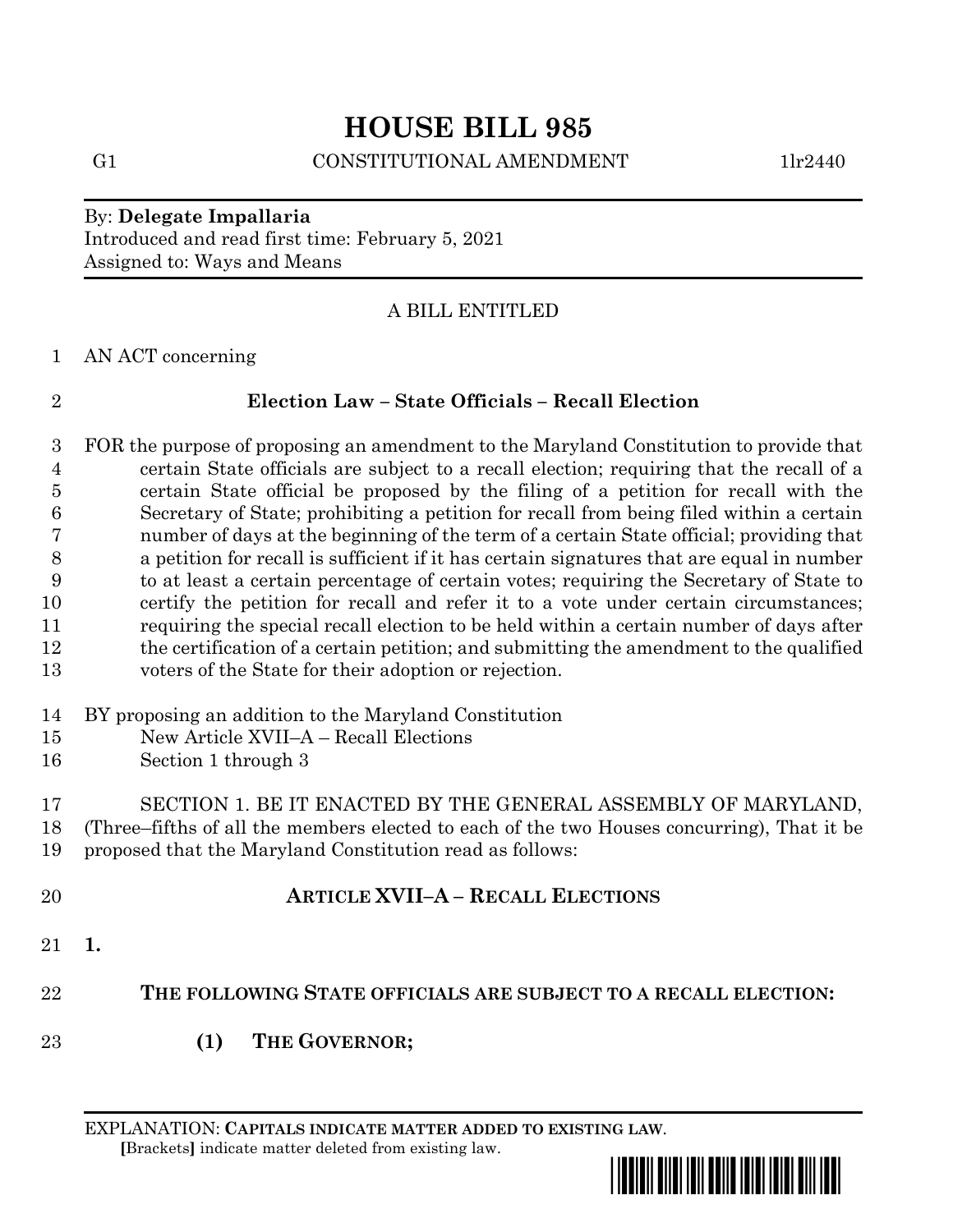# HOUSE BILL 985

G1 CONSTITUTIONAL AMENDMENT 1lr2440

By: **Delegate Impallaria**
Introduced and read first time: February 5, 2021
Assigned to: Ways and Means

A BILL ENTITLED

1 AN ACT concerning

2 **Election Law – State Officials – Recall Election**

3 FOR the purpose of proposing an amendment to the Maryland Constitution to provide that
4 certain State officials are subject to a recall election; requiring that the recall of a
5 certain State official be proposed by the filing of a petition for recall with the
6 Secretary of State; prohibiting a petition for recall from being filed within a certain
7 number of days at the beginning of the term of a certain State official; providing that
8 a petition for recall is sufficient if it has certain signatures that are equal in number
9 to at least a certain percentage of certain votes; requiring the Secretary of State to
10 certify the petition for recall and refer it to a vote under certain circumstances;
11 requiring the special recall election to be held within a certain number of days after
12 the certification of a certain petition; and submitting the amendment to the qualified
13 voters of the State for their adoption or rejection.

14 BY proposing an addition to the Maryland Constitution
15 New Article XVII–A – Recall Elections
16 Section 1 through 3

17 SECTION 1. BE IT ENACTED BY THE GENERAL ASSEMBLY OF MARYLAND,
18 (Three–fifths of all the members elected to each of the two Houses concurring), That it be
19 proposed that the Maryland Constitution read as follows:

20 **ARTICLE XVII–A – RECALL ELECTIONS**

21 **1.**

22 **THE FOLLOWING STATE OFFICIALS ARE SUBJECT TO A RECALL ELECTION:**

23 **(1) THE GOVERNOR;**

EXPLANATION: **CAPITALS INDICATE MATTER ADDED TO EXISTING LAW.**
**[**Brackets**]** indicate matter deleted from existing law.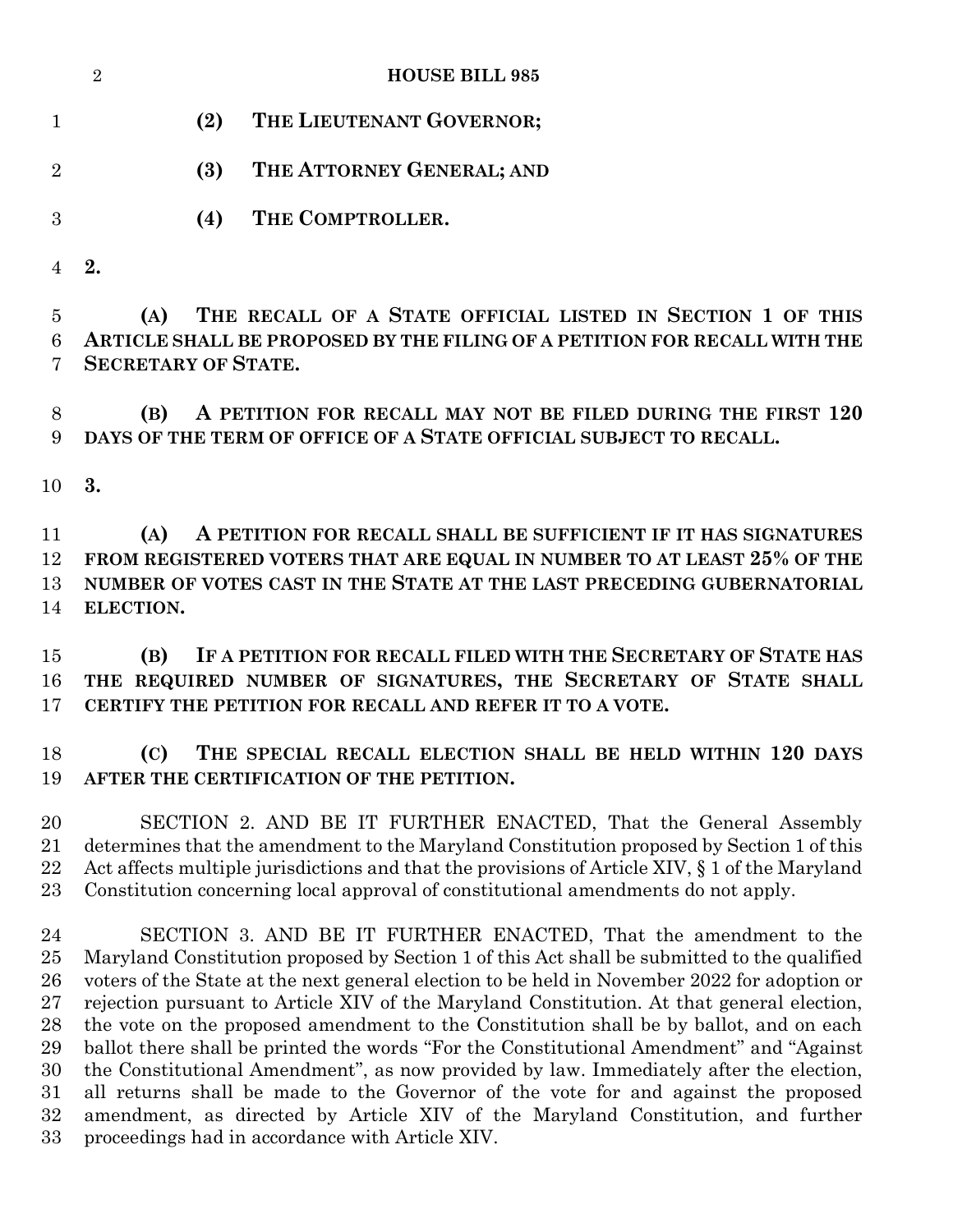**(2) THE LIEUTENANT GOVERNOR;**

**(3) THE ATTORNEY GENERAL; AND**

**(4) THE COMPTROLLER.**

**2.**

**(A) THE RECALL OF A STATE OFFICIAL LISTED IN SECTION 1 OF THIS ARTICLE SHALL BE PROPOSED BY THE FILING OF A PETITION FOR RECALL WITH THE SECRETARY OF STATE.**

**(B) A PETITION FOR RECALL MAY NOT BE FILED DURING THE FIRST 120 DAYS OF THE TERM OF OFFICE OF A STATE OFFICIAL SUBJECT TO RECALL.**

**3.**

**(A) A PETITION FOR RECALL SHALL BE SUFFICIENT IF IT HAS SIGNATURES FROM REGISTERED VOTERS THAT ARE EQUAL IN NUMBER TO AT LEAST 25% OF THE NUMBER OF VOTES CAST IN THE STATE AT THE LAST PRECEDING GUBERNATORIAL ELECTION.**

**(B) IF A PETITION FOR RECALL FILED WITH THE SECRETARY OF STATE HAS THE REQUIRED NUMBER OF SIGNATURES, THE SECRETARY OF STATE SHALL CERTIFY THE PETITION FOR RECALL AND REFER IT TO A VOTE.**

**(C) THE SPECIAL RECALL ELECTION SHALL BE HELD WITHIN 120 DAYS AFTER THE CERTIFICATION OF THE PETITION.**

SECTION 2. AND BE IT FURTHER ENACTED, That the General Assembly determines that the amendment to the Maryland Constitution proposed by Section 1 of this Act affects multiple jurisdictions and that the provisions of Article XIV, § 1 of the Maryland Constitution concerning local approval of constitutional amendments do not apply.

SECTION 3. AND BE IT FURTHER ENACTED, That the amendment to the Maryland Constitution proposed by Section 1 of this Act shall be submitted to the qualified voters of the State at the next general election to be held in November 2022 for adoption or rejection pursuant to Article XIV of the Maryland Constitution. At that general election, the vote on the proposed amendment to the Constitution shall be by ballot, and on each ballot there shall be printed the words "For the Constitutional Amendment" and "Against the Constitutional Amendment", as now provided by law. Immediately after the election, all returns shall be made to the Governor of the vote for and against the proposed amendment, as directed by Article XIV of the Maryland Constitution, and further proceedings had in accordance with Article XIV.